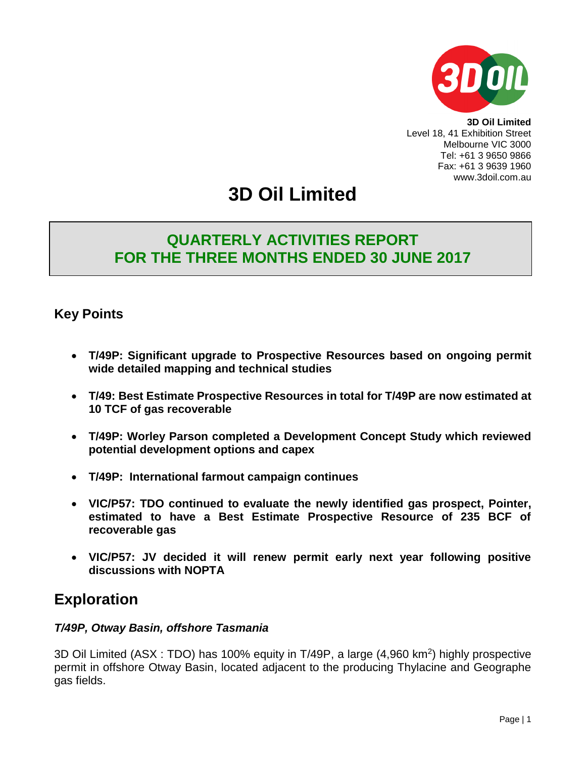**3D Oil Limited**
Level 18, 41 Exhibition Street
Melbourne VIC 3000
Tel: +61 3 9650 9866
Fax: +61 3 9639 1960
www.3doil.com.au

# 3D Oil Limited

## QUARTERLY ACTIVITIES REPORT
## FOR THE THREE MONTHS ENDED 30 JUNE 2017

## Key Points

- **T/49P: Significant upgrade to Prospective Resources based on ongoing permit wide detailed mapping and technical studies**
- **T/49: Best Estimate Prospective Resources in total for T/49P are now estimated at 10 TCF of gas recoverable**
- **T/49P: Worley Parson completed a Development Concept Study which reviewed potential development options and capex**
- **T/49P: International farmout campaign continues**
- **VIC/P57: TDO continued to evaluate the newly identified gas prospect, Pointer, estimated to have a Best Estimate Prospective Resource of 235 BCF of recoverable gas**
- **VIC/P57: JV decided it will renew permit early next year following positive discussions with NOPTA**

# Exploration

### *T/49P, Otway Basin, offshore Tasmania*

3D Oil Limited (ASX : TDO) has 100% equity in T/49P, a large (4,960 km$^2$) highly prospective permit in offshore Otway Basin, located adjacent to the producing Thylacine and Geographe gas fields.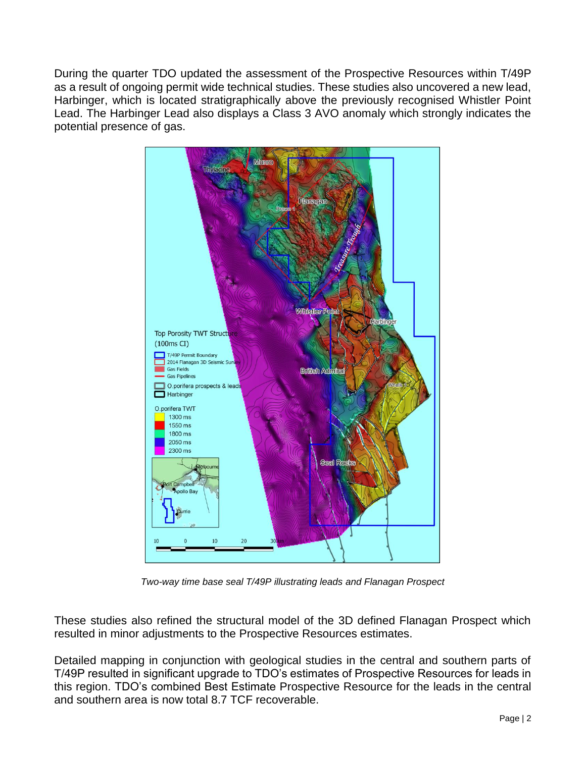During the quarter TDO updated the assessment of the Prospective Resources within T/49P as a result of ongoing permit wide technical studies. These studies also uncovered a new lead, Harbinger, which is located stratigraphically above the previously recognised Whistler Point Lead. The Harbinger Lead also displays a Class 3 AVO anomaly which strongly indicates the potential presence of gas.

*Two-way time base seal T/49P illustrating leads and Flanagan Prospect*

These studies also refined the structural model of the 3D defined Flanagan Prospect which resulted in minor adjustments to the Prospective Resources estimates.

Detailed mapping in conjunction with geological studies in the central and southern parts of T/49P resulted in significant upgrade to TDO's estimates of Prospective Resources for leads in this region. TDO's combined Best Estimate Prospective Resource for the leads in the central and southern area is now total 8.7 TCF recoverable.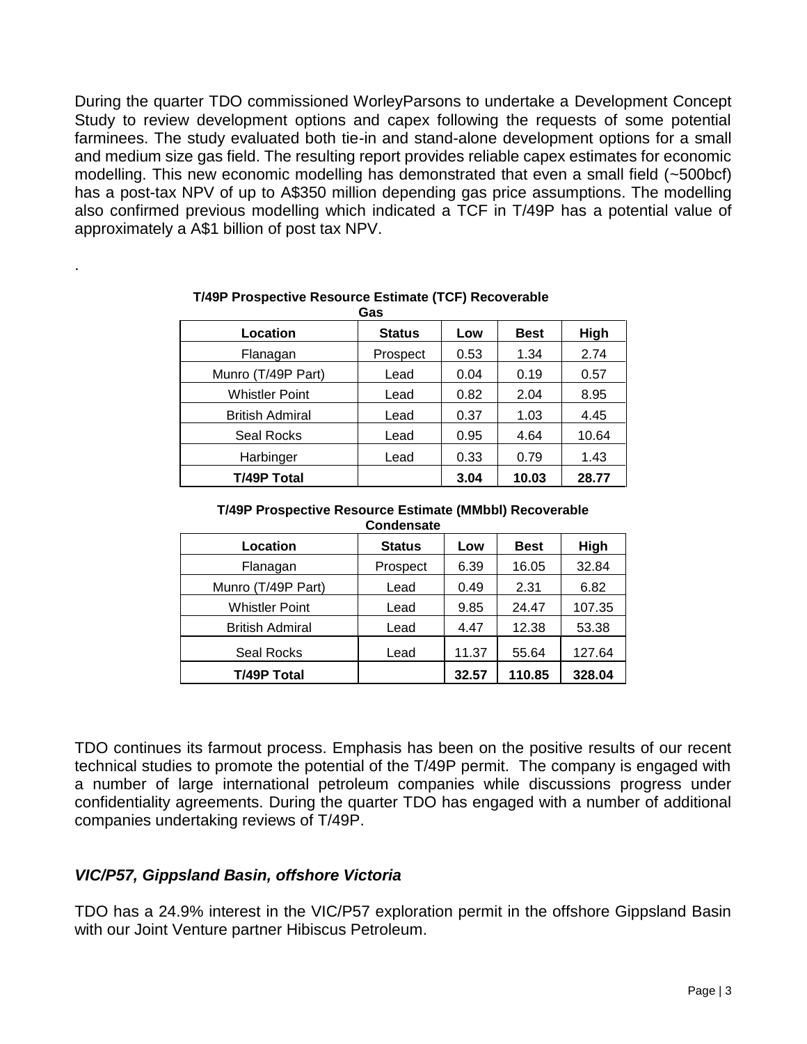During the quarter TDO commissioned WorleyParsons to undertake a Development Concept Study to review development options and capex following the requests of some potential farminees. The study evaluated both tie-in and stand-alone development options for a small and medium size gas field. The resulting report provides reliable capex estimates for economic modelling. This new economic modelling has demonstrated that even a small field (~500bcf) has a post-tax NPV of up to A$350 million depending gas price assumptions. The modelling also confirmed previous modelling which indicated a TCF in T/49P has a potential value of approximately a A$1 billion of post tax NPV.

.

**T/49P Prospective Resource Estimate (TCF) Recoverable Gas**

| Location | Status | Low | Best | High |
|---|---|---|---|---|
| Flanagan | Prospect | 0.53 | 1.34 | 2.74 |
| Munro (T/49P Part) | Lead | 0.04 | 0.19 | 0.57 |
| Whistler Point | Lead | 0.82 | 2.04 | 8.95 |
| British Admiral | Lead | 0.37 | 1.03 | 4.45 |
| Seal Rocks | Lead | 0.95 | 4.64 | 10.64 |
| Harbinger | Lead | 0.33 | 0.79 | 1.43 |
| **T/49P Total** | | **3.04** | **10.03** | **28.77** |

**T/49P Prospective Resource Estimate (MMbbl) Recoverable Condensate**

| Location | Status | Low | Best | High |
|---|---|---|---|---|
| Flanagan | Prospect | 6.39 | 16.05 | 32.84 |
| Munro (T/49P Part) | Lead | 0.49 | 2.31 | 6.82 |
| Whistler Point | Lead | 9.85 | 24.47 | 107.35 |
| British Admiral | Lead | 4.47 | 12.38 | 53.38 |
| Seal Rocks | Lead | 11.37 | 55.64 | 127.64 |
| **T/49P Total** | | **32.57** | **110.85** | **328.04** |

TDO continues its farmout process. Emphasis has been on the positive results of our recent technical studies to promote the potential of the T/49P permit. The company is engaged with a number of large international petroleum companies while discussions progress under confidentiality agreements. During the quarter TDO has engaged with a number of additional companies undertaking reviews of T/49P.

### *VIC/P57, Gippsland Basin, offshore Victoria*

TDO has a 24.9% interest in the VIC/P57 exploration permit in the offshore Gippsland Basin with our Joint Venture partner Hibiscus Petroleum.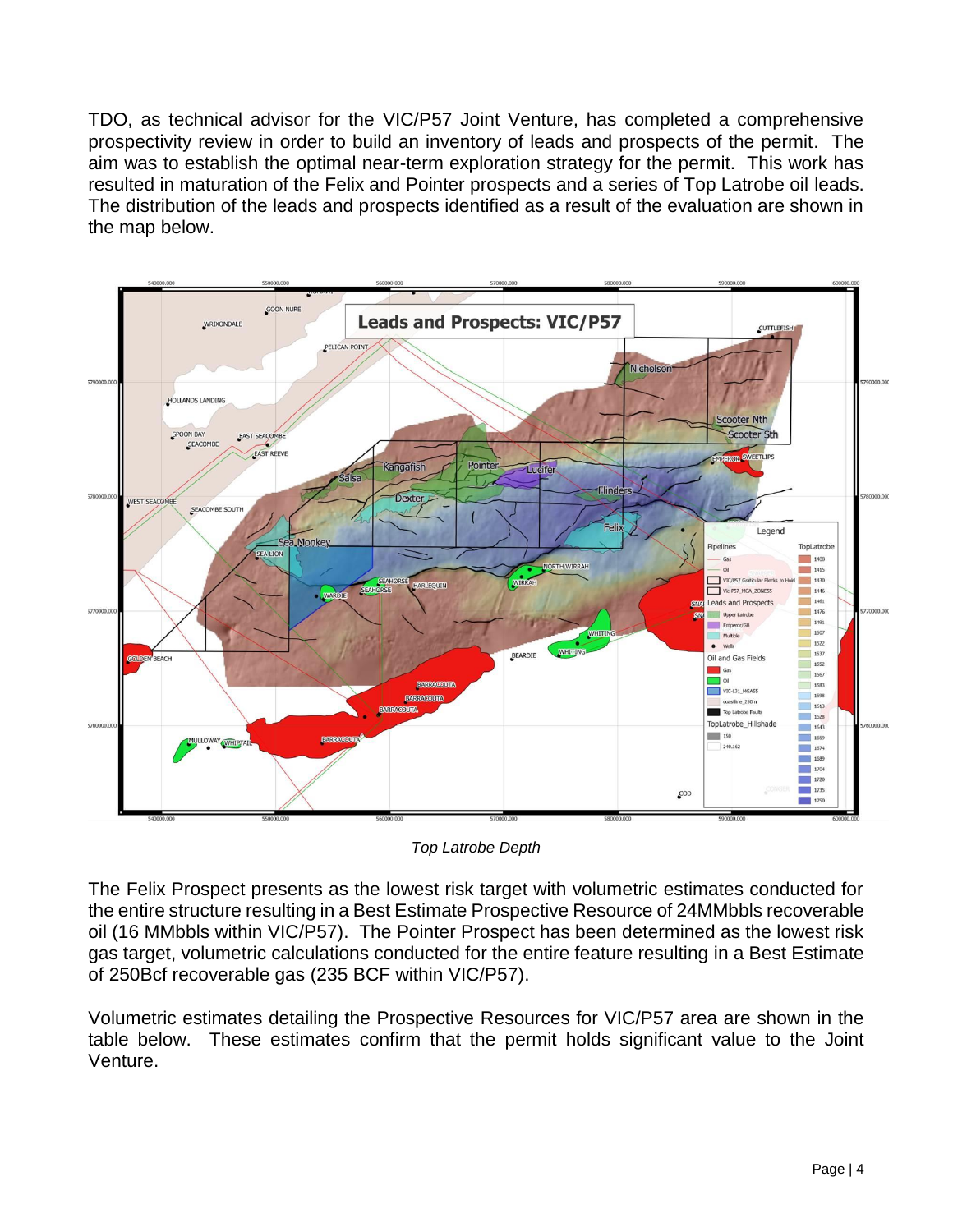TDO, as technical advisor for the VIC/P57 Joint Venture, has completed a comprehensive prospectivity review in order to build an inventory of leads and prospects of the permit. The aim was to establish the optimal near-term exploration strategy for the permit. This work has resulted in maturation of the Felix and Pointer prospects and a series of Top Latrobe oil leads. The distribution of the leads and prospects identified as a result of the evaluation are shown in the map below.

*Top Latrobe Depth*

The Felix Prospect presents as the lowest risk target with volumetric estimates conducted for the entire structure resulting in a Best Estimate Prospective Resource of 24MMbbls recoverable oil (16 MMbbls within VIC/P57). The Pointer Prospect has been determined as the lowest risk gas target, volumetric calculations conducted for the entire feature resulting in a Best Estimate of 250Bcf recoverable gas (235 BCF within VIC/P57).

Volumetric estimates detailing the Prospective Resources for VIC/P57 area are shown in the table below. These estimates confirm that the permit holds significant value to the Joint Venture.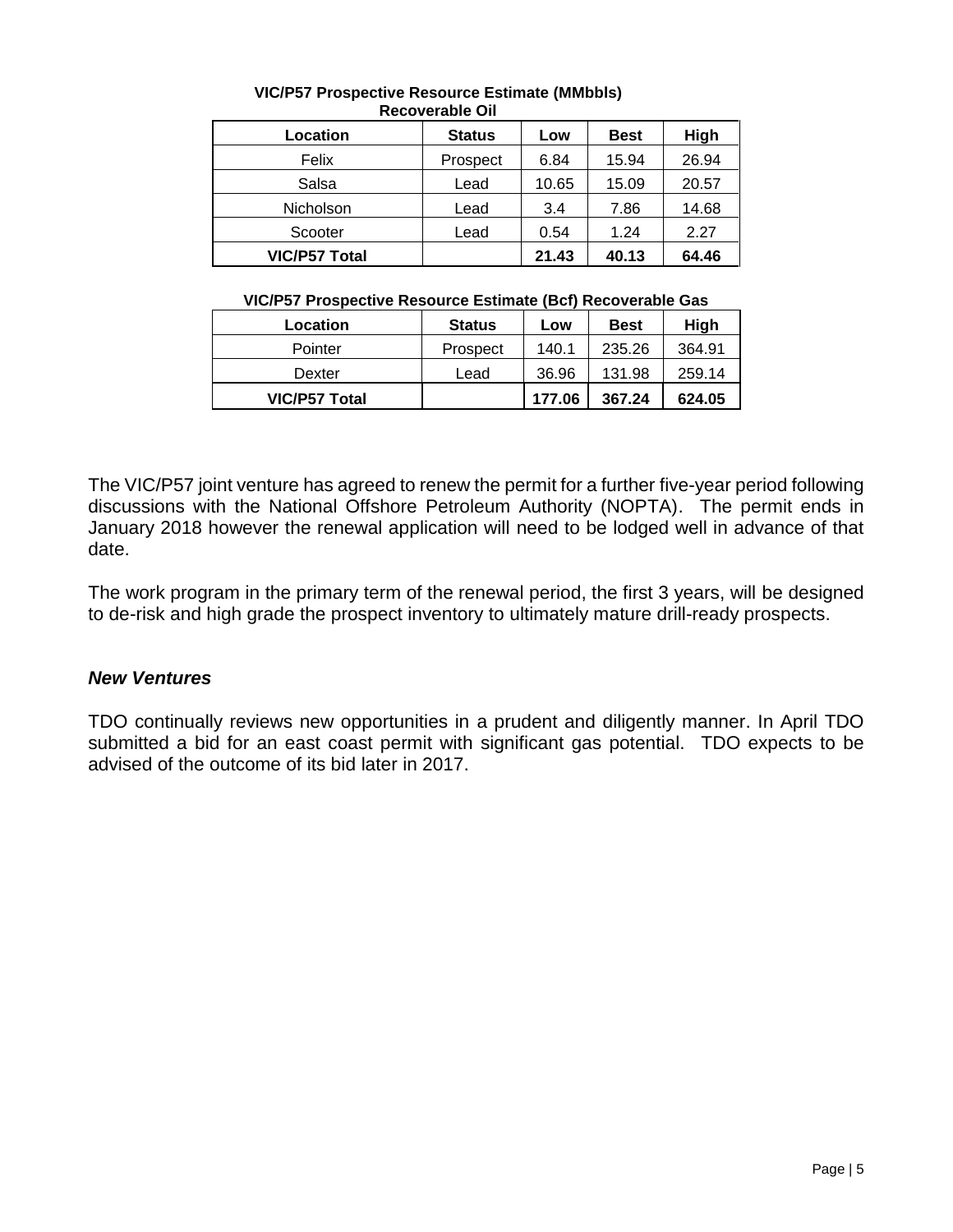**VIC/P57 Prospective Resource Estimate (MMbbls) Recoverable Oil**

| Location | Status | Low | Best | High |
|---|---|---|---|---|
| Felix | Prospect | 6.84 | 15.94 | 26.94 |
| Salsa | Lead | 10.65 | 15.09 | 20.57 |
| Nicholson | Lead | 3.4 | 7.86 | 14.68 |
| Scooter | Lead | 0.54 | 1.24 | 2.27 |
| **VIC/P57 Total** | | **21.43** | **40.13** | **64.46** |

**VIC/P57 Prospective Resource Estimate (Bcf) Recoverable Gas**

| Location | Status | Low | Best | High |
|---|---|---|---|---|
| Pointer | Prospect | 140.1 | 235.26 | 364.91 |
| Dexter | Lead | 36.96 | 131.98 | 259.14 |
| **VIC/P57 Total** | | **177.06** | **367.24** | **624.05** |

The VIC/P57 joint venture has agreed to renew the permit for a further five-year period following discussions with the National Offshore Petroleum Authority (NOPTA). The permit ends in January 2018 however the renewal application will need to be lodged well in advance of that date.

The work program in the primary term of the renewal period, the first 3 years, will be designed to de-risk and high grade the prospect inventory to ultimately mature drill-ready prospects.

### *New Ventures*

TDO continually reviews new opportunities in a prudent and diligently manner. In April TDO submitted a bid for an east coast permit with significant gas potential. TDO expects to be advised of the outcome of its bid later in 2017.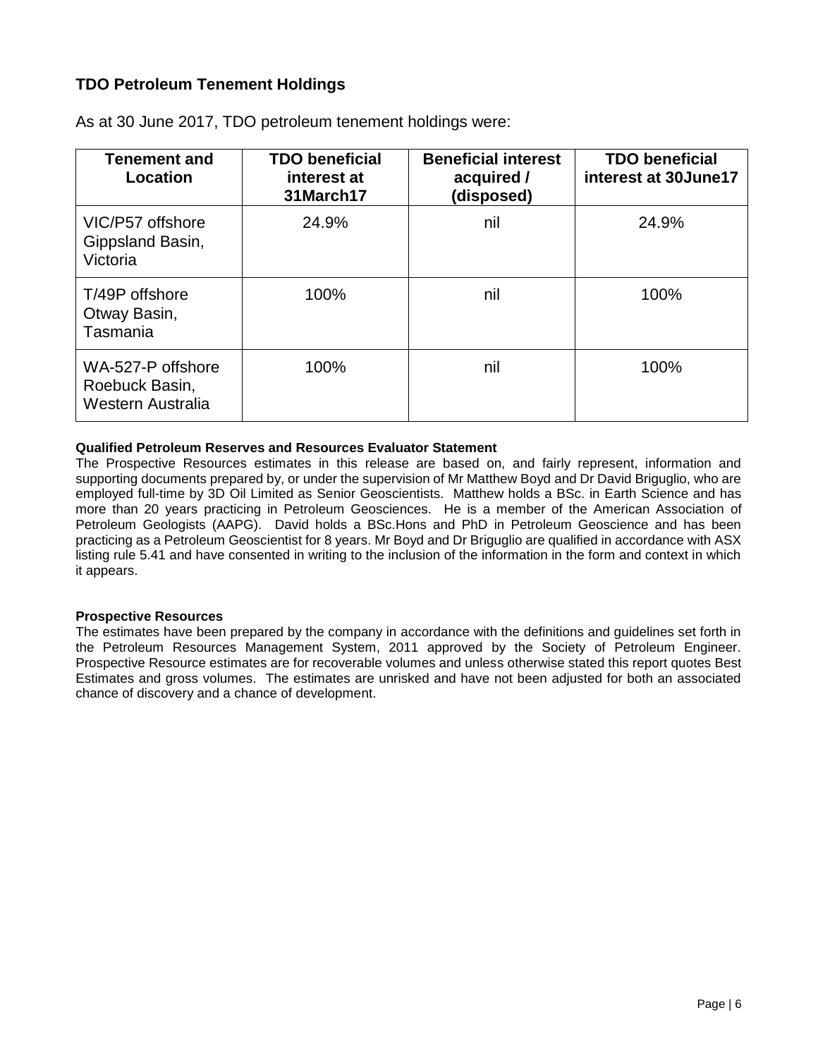## TDO Petroleum Tenement Holdings

As at 30 June 2017, TDO petroleum tenement holdings were:

| Tenement and Location | TDO beneficial interest at 31March17 | Beneficial interest acquired / (disposed) | TDO beneficial interest at 30June17 |
|---|---|---|---|
| VIC/P57 offshore Gippsland Basin, Victoria | 24.9% | nil | 24.9% |
| T/49P offshore Otway Basin, Tasmania | 100% | nil | 100% |
| WA-527-P offshore Roebuck Basin, Western Australia | 100% | nil | 100% |

**Qualified Petroleum Reserves and Resources Evaluator Statement**

The Prospective Resources estimates in this release are based on, and fairly represent, information and supporting documents prepared by, or under the supervision of Mr Matthew Boyd and Dr David Briguglio, who are employed full-time by 3D Oil Limited as Senior Geoscientists. Matthew holds a BSc. in Earth Science and has more than 20 years practicing in Petroleum Geosciences. He is a member of the American Association of Petroleum Geologists (AAPG). David holds a BSc.Hons and PhD in Petroleum Geoscience and has been practicing as a Petroleum Geoscientist for 8 years. Mr Boyd and Dr Briguglio are qualified in accordance with ASX listing rule 5.41 and have consented in writing to the inclusion of the information in the form and context in which it appears.

**Prospective Resources**

The estimates have been prepared by the company in accordance with the definitions and guidelines set forth in the Petroleum Resources Management System, 2011 approved by the Society of Petroleum Engineer. Prospective Resource estimates are for recoverable volumes and unless otherwise stated this report quotes Best Estimates and gross volumes. The estimates are unrisked and have not been adjusted for both an associated chance of discovery and a chance of development.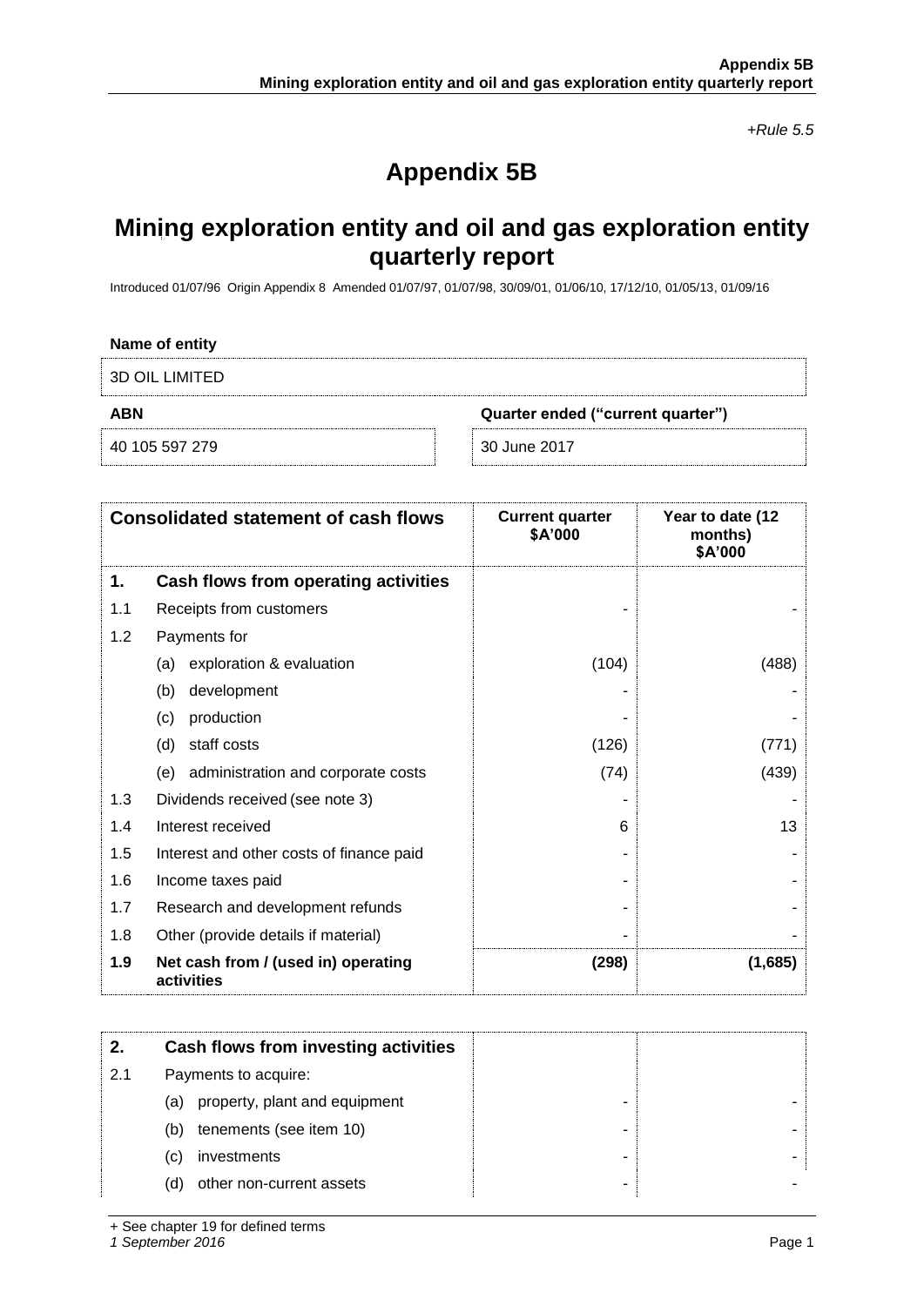*+Rule 5.5*

# Appendix 5B

## Mining exploration entity and oil and gas exploration entity quarterly report

Introduced 01/07/96 Origin Appendix 8 Amended 01/07/97, 01/07/98, 30/09/01, 01/06/10, 17/12/10, 01/05/13, 01/09/16

**Name of entity**

3D OIL LIMITED

| **ABN** | **Quarter ended ("current quarter")** |
|---|---|
| 40 105 597 279 | 30 June 2017 |

| **Consolidated statement of cash flows** | | **Current quarter $A'000** | **Year to date (12 months) $A'000** |
|---|---|---|---|
| **1.** | **Cash flows from operating activities** | | |
| 1.1 | Receipts from customers | - | - |
| 1.2 | Payments for | | |
| | (a) exploration & evaluation | (104) | (488) |
| | (b) development | - | - |
| | (c) production | - | - |
| | (d) staff costs | (126) | (771) |
| | (e) administration and corporate costs | (74) | (439) |
| 1.3 | Dividends received (see note 3) | - | - |
| 1.4 | Interest received | 6 | 13 |
| 1.5 | Interest and other costs of finance paid | - | - |
| 1.6 | Income taxes paid | - | - |
| 1.7 | Research and development refunds | - | - |
| 1.8 | Other (provide details if material) | - | - |
| **1.9** | **Net cash from / (used in) operating activities** | **(298)** | **(1,685)** |

| **2.** | **Cash flows from investing activities** | | |
|---|---|---|---|
| 2.1 | Payments to acquire: | | |
| | (a) property, plant and equipment | - | - |
| | (b) tenements (see item 10) | - | - |
| | (c) investments | - | - |
| | (d) other non-current assets | - | - |

+ See chapter 19 for defined terms

*1 September 2016*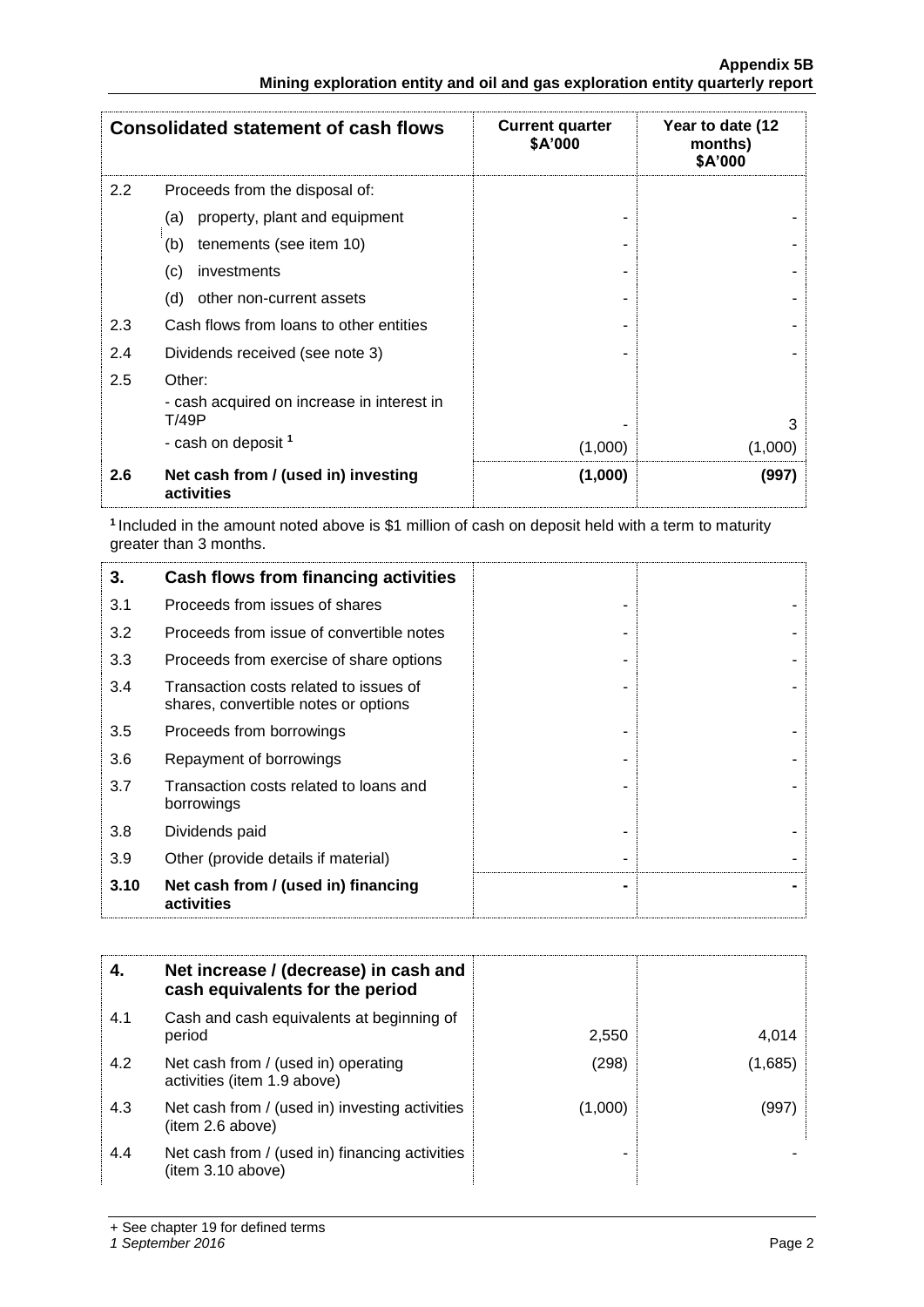| Consolidated statement of cash flows | | Current quarter $A'000 | Year to date (12 months) $A'000 |
|---|---|---|---|
| 2.2 | Proceeds from the disposal of: | | |
| | (a) property, plant and equipment | - | - |
| | (b) tenements (see item 10) | - | - |
| | (c) investments | - | - |
| | (d) other non-current assets | - | - |
| 2.3 | Cash flows from loans to other entities | - | - |
| 2.4 | Dividends received (see note 3) | - | - |
| 2.5 | Other: | | |
| | - cash acquired on increase in interest in T/49P | - | 3 |
| | - cash on deposit [1] | (1,000) | (1,000) |
| **2.6** | **Net cash from / (used in) investing activities** | **(1,000)** | **(997)** |

[1] Included in the amount noted above is $1 million of cash on deposit held with a term to maturity greater than 3 months.

| | | | |
|---|---|---|---|
| **3.** | **Cash flows from financing activities** | | |
| 3.1 | Proceeds from issues of shares | - | - |
| 3.2 | Proceeds from issue of convertible notes | - | - |
| 3.3 | Proceeds from exercise of share options | - | - |
| 3.4 | Transaction costs related to issues of shares, convertible notes or options | - | - |
| 3.5 | Proceeds from borrowings | - | - |
| 3.6 | Repayment of borrowings | - | - |
| 3.7 | Transaction costs related to loans and borrowings | - | - |
| 3.8 | Dividends paid | - | - |
| 3.9 | Other (provide details if material) | - | - |
| **3.10** | **Net cash from / (used in) financing activities** | **-** | **-** |

| | | | |
|---|---|---|---|
| **4.** | **Net increase / (decrease) in cash and cash equivalents for the period** | | |
| 4.1 | Cash and cash equivalents at beginning of period | 2,550 | 4,014 |
| 4.2 | Net cash from / (used in) operating activities (item 1.9 above) | (298) | (1,685) |
| 4.3 | Net cash from / (used in) investing activities (item 2.6 above) | (1,000) | (997) |
| 4.4 | Net cash from / (used in) financing activities (item 3.10 above) | - | - |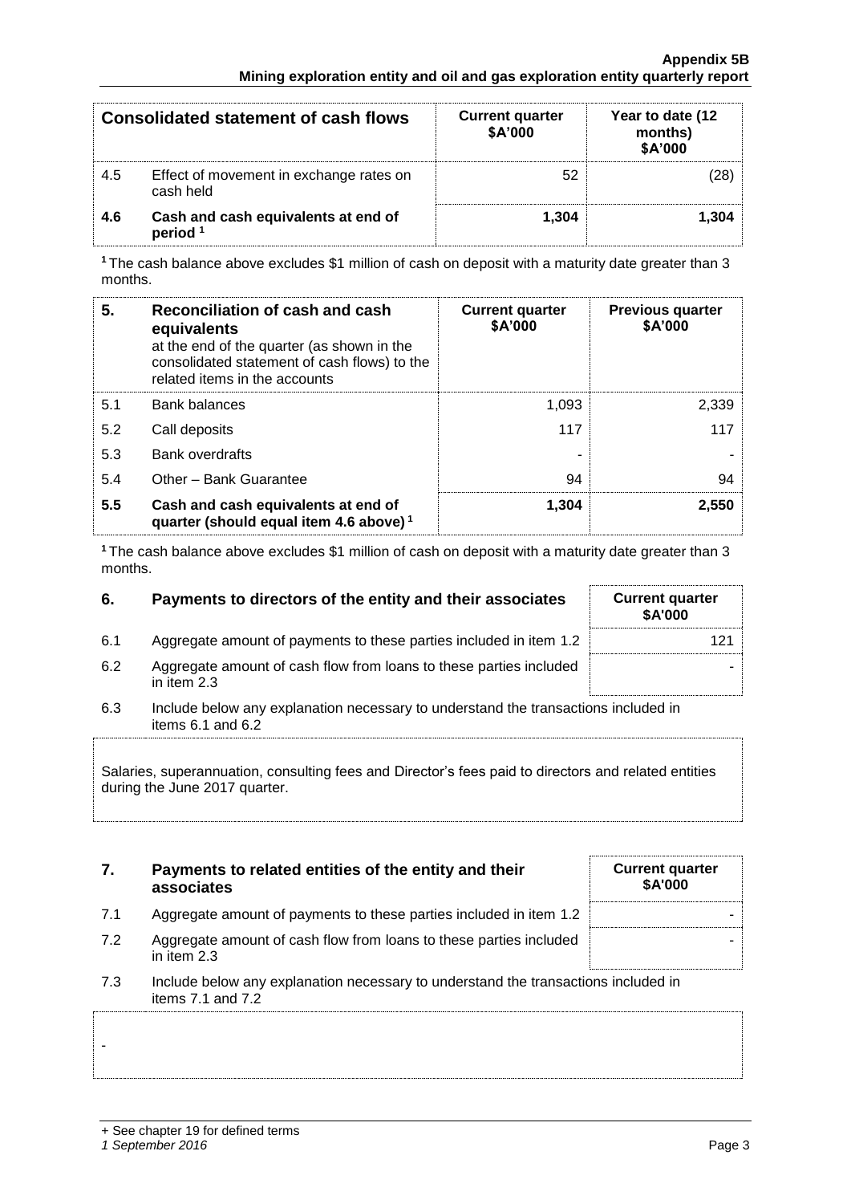| | Consolidated statement of cash flows | Current quarter $A'000 | Year to date (12 months) $A'000 |
|---|---|---|---|
| 4.5 | Effect of movement in exchange rates on cash held | 52 | (28) |
| **4.6** | **Cash and cash equivalents at end of period [1]** | **1,304** | **1,304** |

[1] The cash balance above excludes $1 million of cash on deposit with a maturity date greater than 3 months.

| 5. | Reconciliation of cash and cash equivalents at the end of the quarter (as shown in the consolidated statement of cash flows) to the related items in the accounts | Current quarter $A'000 | Previous quarter $A'000 |
|---|---|---|---|
| 5.1 | Bank balances | 1,093 | 2,339 |
| 5.2 | Call deposits | 117 | 117 |
| 5.3 | Bank overdrafts | - | - |
| 5.4 | Other – Bank Guarantee | 94 | 94 |
| **5.5** | **Cash and cash equivalents at end of quarter (should equal item 4.6 above) [1]** | **1,304** | **2,550** |

[1] The cash balance above excludes $1 million of cash on deposit with a maturity date greater than 3 months.

| 6. | Payments to directors of the entity and their associates | Current quarter $A'000 |
|---|---|---|
| 6.1 | Aggregate amount of payments to these parties included in item 1.2 | 121 |
| 6.2 | Aggregate amount of cash flow from loans to these parties included in item 2.3 | - |

6.3 Include below any explanation necessary to understand the transactions included in items 6.1 and 6.2

Salaries, superannuation, consulting fees and Director's fees paid to directors and related entities during the June 2017 quarter.

| 7. | Payments to related entities of the entity and their associates | Current quarter $A'000 |
|---|---|---|
| 7.1 | Aggregate amount of payments to these parties included in item 1.2 | - |
| 7.2 | Aggregate amount of cash flow from loans to these parties included in item 2.3 | - |

7.3 Include below any explanation necessary to understand the transactions included in items 7.1 and 7.2

-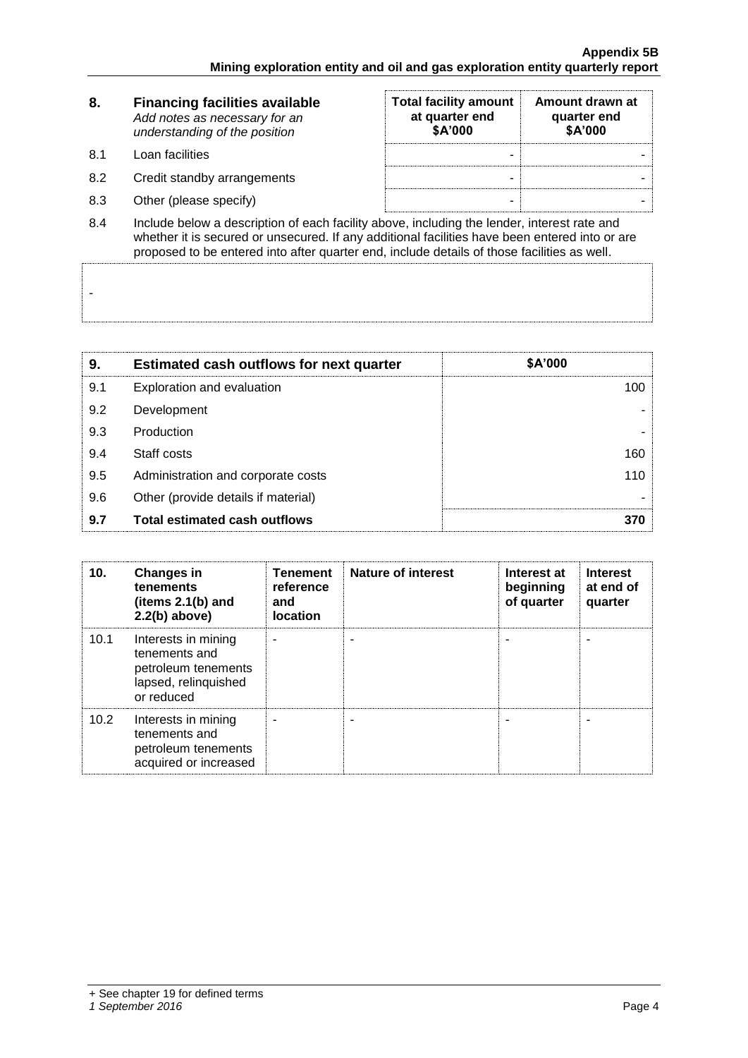| 8. | **Financing facilities available** *Add notes as necessary for an understanding of the position* | **Total facility amount at quarter end $A'000** | **Amount drawn at quarter end $A'000** |
|---|---|---|---|
| 8.1 | Loan facilities | - | - |
| 8.2 | Credit standby arrangements | - | - |
| 8.3 | Other (please specify) | - | - |

8.4 Include below a description of each facility above, including the lender, interest rate and whether it is secured or unsecured. If any additional facilities have been entered into or are proposed to be entered into after quarter end, include details of those facilities as well.

-

| 9. | **Estimated cash outflows for next quarter** | **$A'000** |
|---|---|---|
| 9.1 | Exploration and evaluation | 100 |
| 9.2 | Development | - |
| 9.3 | Production | - |
| 9.4 | Staff costs | 160 |
| 9.5 | Administration and corporate costs | 110 |
| 9.6 | Other (provide details if material) | - |
| **9.7** | **Total estimated cash outflows** | **370** |

| 10. | **Changes in tenements (items 2.1(b) and 2.2(b) above)** | **Tenement reference and location** | **Nature of interest** | **Interest at beginning of quarter** | **Interest at end of quarter** |
|---|---|---|---|---|---|
| 10.1 | Interests in mining tenements and petroleum tenements lapsed, relinquished or reduced | - | - | - | - |
| 10.2 | Interests in mining tenements and petroleum tenements acquired or increased | - | - | - | - |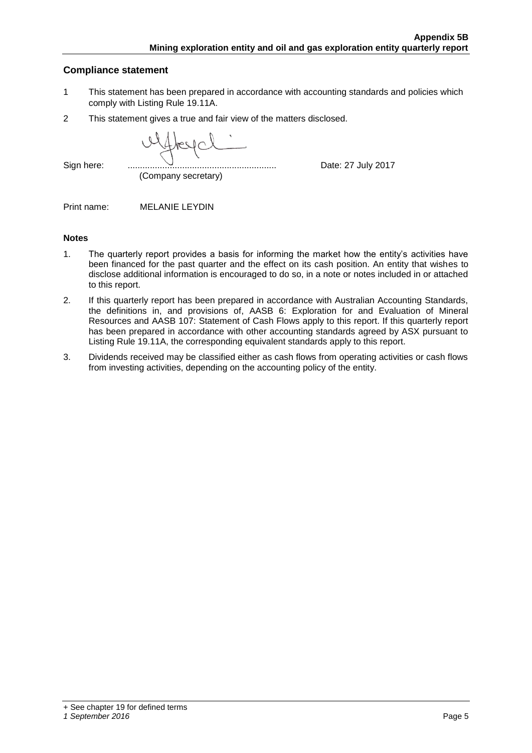## Compliance statement

1 This statement has been prepared in accordance with accounting standards and policies which comply with Listing Rule 19.11A.

2 This statement gives a true and fair view of the matters disclosed.

Sign here: ............................................................ Date: 27 July 2017
(Company secretary)

Print name: MELANIE LEYDIN

### Notes

1. The quarterly report provides a basis for informing the market how the entity's activities have been financed for the past quarter and the effect on its cash position. An entity that wishes to disclose additional information is encouraged to do so, in a note or notes included in or attached to this report.
2. If this quarterly report has been prepared in accordance with Australian Accounting Standards, the definitions in, and provisions of, AASB 6: Exploration for and Evaluation of Mineral Resources and AASB 107: Statement of Cash Flows apply to this report. If this quarterly report has been prepared in accordance with other accounting standards agreed by ASX pursuant to Listing Rule 19.11A, the corresponding equivalent standards apply to this report.
3. Dividends received may be classified either as cash flows from operating activities or cash flows from investing activities, depending on the accounting policy of the entity.